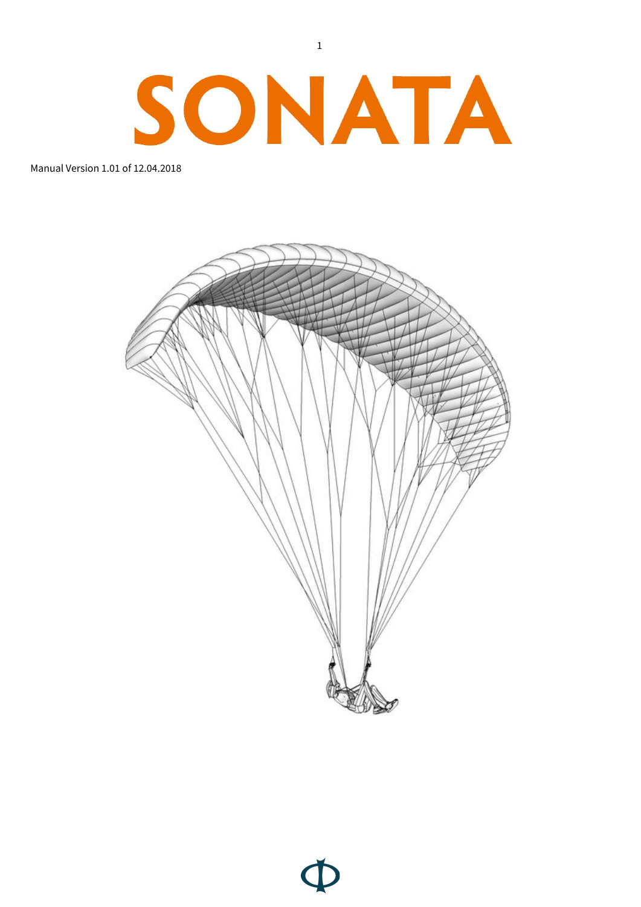# SONATA

Manual Version 1.01 of 12.04.2018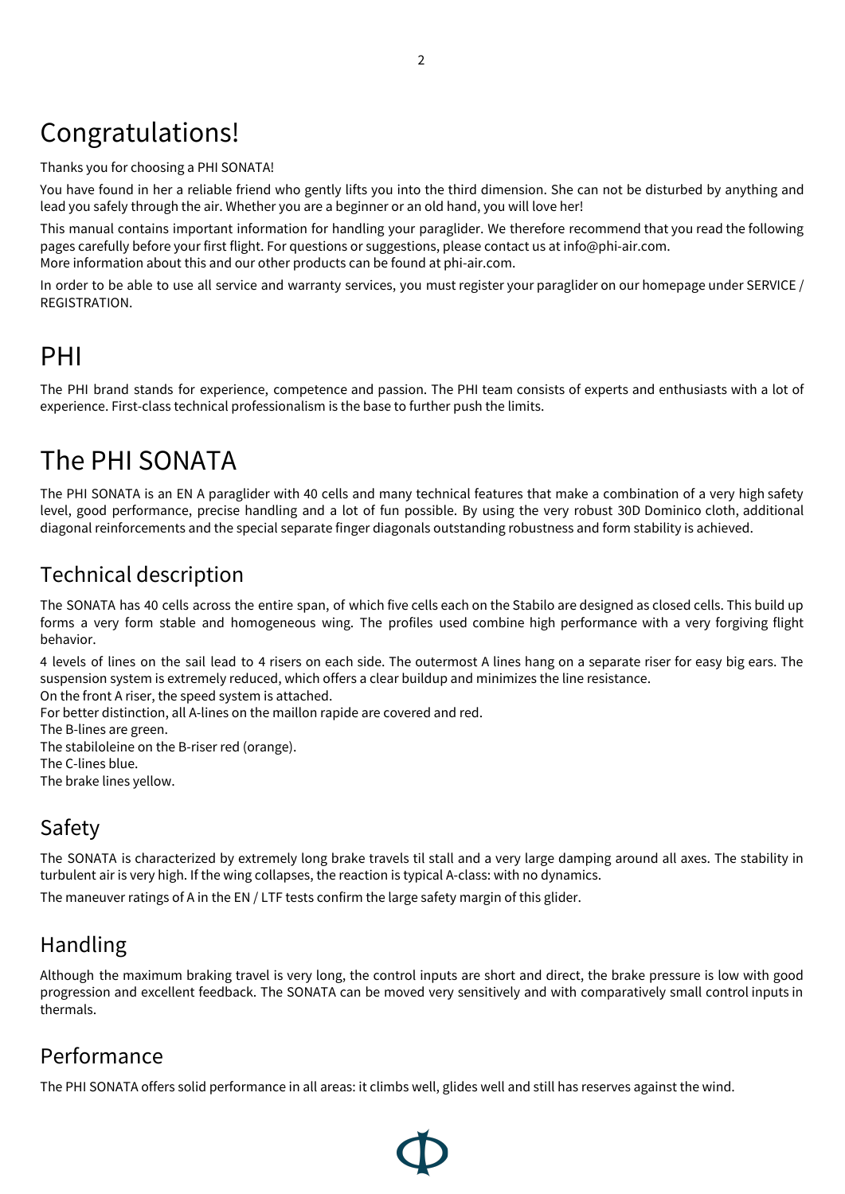# Congratulations!

Thanks you for choosing a PHI SONATA!

You have found in her a reliable friend who gently lifts you into the third dimension. She can not be disturbed by anything and lead you safely through the air. Whether you are a beginner or an old hand, you will love her!

This manual contains important information for handling your paraglider. We therefore recommend that you read the following pages carefully before your first flight. For questions or suggestions, please contact us at info@phi-air.com.
More information about this and our other products can be found at phi-air.com.

In order to be able to use all service and warranty services, you must register your paraglider on our homepage under SERVICE / REGISTRATION.

# PHI

The PHI brand stands for experience, competence and passion. The PHI team consists of experts and enthusiasts with a lot of experience. First-class technical professionalism is the base to further push the limits.

# The PHI SONATA

The PHI SONATA is an EN A paraglider with 40 cells and many technical features that make a combination of a very high safety level, good performance, precise handling and a lot of fun possible. By using the very robust 30D Dominico cloth, additional diagonal reinforcements and the special separate finger diagonals outstanding robustness and form stability is achieved.

## Technical description

The SONATA has 40 cells across the entire span, of which five cells each on the Stabilo are designed as closed cells. This build up forms a very form stable and homogeneous wing. The profiles used combine high performance with a very forgiving flight behavior.

4 levels of lines on the sail lead to 4 risers on each side. The outermost A lines hang on a separate riser for easy big ears. The suspension system is extremely reduced, which offers a clear buildup and minimizes the line resistance.
On the front A riser, the speed system is attached.
For better distinction, all A-lines on the maillon rapide are covered and red.
The B-lines are green.
The stabiloleine on the B-riser red (orange).
The C-lines blue.
The brake lines yellow.

## Safety

The SONATA is characterized by extremely long brake travels til stall and a very large damping around all axes. The stability in turbulent air is very high. If the wing collapses, the reaction is typical A-class: with no dynamics.

The maneuver ratings of A in the EN / LTF tests confirm the large safety margin of this glider.

## Handling

Although the maximum braking travel is very long, the control inputs are short and direct, the brake pressure is low with good progression and excellent feedback. The SONATA can be moved very sensitively and with comparatively small control inputs in thermals.

## Performance

The PHI SONATA offers solid performance in all areas: it climbs well, glides well and still has reserves against the wind.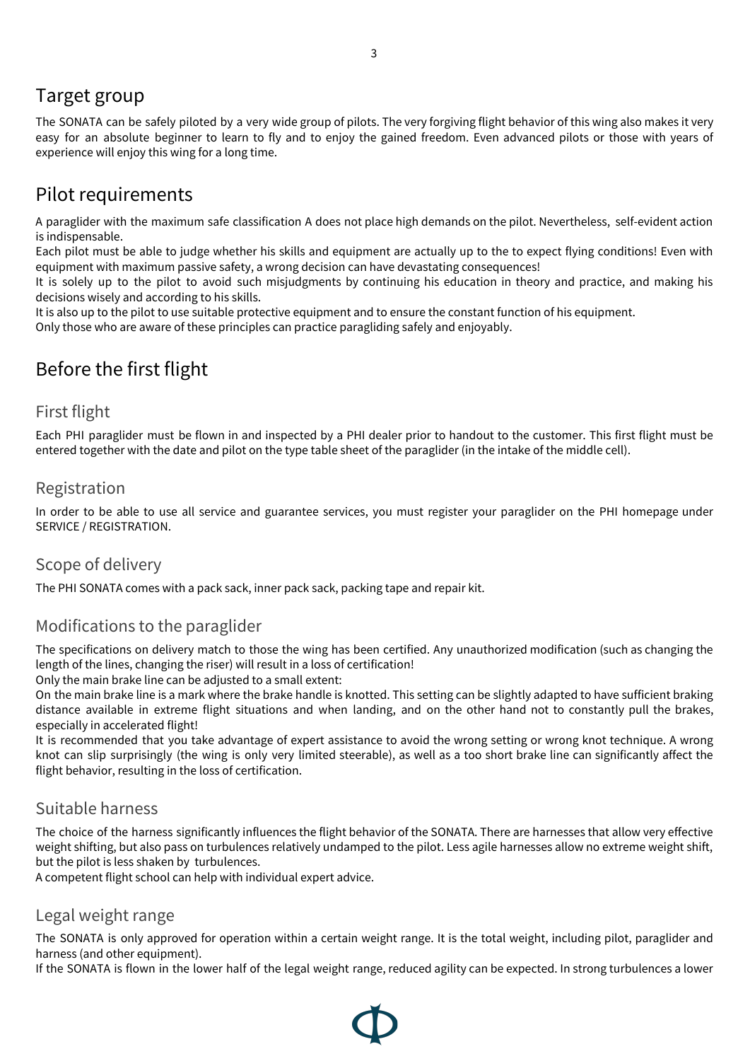## Target group

The SONATA can be safely piloted by a very wide group of pilots. The very forgiving flight behavior of this wing also makes it very easy for an absolute beginner to learn to fly and to enjoy the gained freedom. Even advanced pilots or those with years of experience will enjoy this wing for a long time.

## Pilot requirements

A paraglider with the maximum safe classification A does not place high demands on the pilot. Nevertheless, self-evident action is indispensable.
Each pilot must be able to judge whether his skills and equipment are actually up to the to expect flying conditions! Even with equipment with maximum passive safety, a wrong decision can have devastating consequences!
It is solely up to the pilot to avoid such misjudgments by continuing his education in theory and practice, and making his decisions wisely and according to his skills.
It is also up to the pilot to use suitable protective equipment and to ensure the constant function of his equipment.
Only those who are aware of these principles can practice paragliding safely and enjoyably.

## Before the first flight

### First flight

Each PHI paraglider must be flown in and inspected by a PHI dealer prior to handout to the customer. This first flight must be entered together with the date and pilot on the type table sheet of the paraglider (in the intake of the middle cell).

### Registration

In order to be able to use all service and guarantee services, you must register your paraglider on the PHI homepage under SERVICE / REGISTRATION.

### Scope of delivery

The PHI SONATA comes with a pack sack, inner pack sack, packing tape and repair kit.

### Modifications to the paraglider

The specifications on delivery match to those the wing has been certified. Any unauthorized modification (such as changing the length of the lines, changing the riser) will result in a loss of certification!
Only the main brake line can be adjusted to a small extent:
On the main brake line is a mark where the brake handle is knotted. This setting can be slightly adapted to have sufficient braking distance available in extreme flight situations and when landing, and on the other hand not to constantly pull the brakes, especially in accelerated flight!
It is recommended that you take advantage of expert assistance to avoid the wrong setting or wrong knot technique. A wrong knot can slip surprisingly (the wing is only very limited steerable), as well as a too short brake line can significantly affect the flight behavior, resulting in the loss of certification.

### Suitable harness

The choice of the harness significantly influences the flight behavior of the SONATA. There are harnesses that allow very effective weight shifting, but also pass on turbulences relatively undamped to the pilot. Less agile harnesses allow no extreme weight shift, but the pilot is less shaken by turbulences.
A competent flight school can help with individual expert advice.

### Legal weight range

The SONATA is only approved for operation within a certain weight range. It is the total weight, including pilot, paraglider and harness (and other equipment).
If the SONATA is flown in the lower half of the legal weight range, reduced agility can be expected. In strong turbulences a lower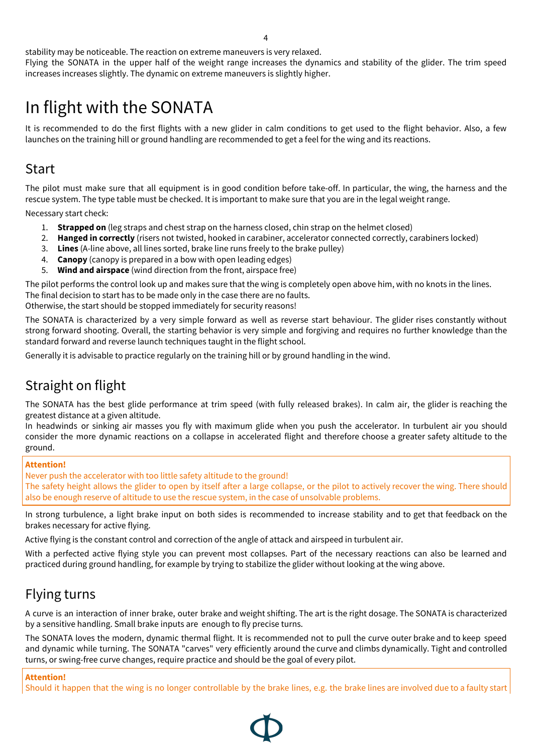stability may be noticeable. The reaction on extreme maneuvers is very relaxed.
Flying the SONATA in the upper half of the weight range increases the dynamics and stability of the glider. The trim speed increases increases slightly. The dynamic on extreme maneuvers is slightly higher.

# In flight with the SONATA

It is recommended to do the first flights with a new glider in calm conditions to get used to the flight behavior. Also, a few launches on the training hill or ground handling are recommended to get a feel for the wing and its reactions.

## Start

The pilot must make sure that all equipment is in good condition before take-off. In particular, the wing, the harness and the rescue system. The type table must be checked. It is important to make sure that you are in the legal weight range.

Necessary start check:

1. **Strapped on** (leg straps and chest strap on the harness closed, chin strap on the helmet closed)
2. **Hanged in correctly** (risers not twisted, hooked in carabiner, accelerator connected correctly, carabiners locked)
3. **Lines** (A-line above, all lines sorted, brake line runs freely to the brake pulley)
4. **Canopy** (canopy is prepared in a bow with open leading edges)
5. **Wind and airspace** (wind direction from the front, airspace free)

The pilot performs the control look up and makes sure that the wing is completely open above him, with no knots in the lines.
The final decision to start has to be made only in the case there are no faults.
Otherwise, the start should be stopped immediately for security reasons!

The SONATA is characterized by a very simple forward as well as reverse start behaviour. The glider rises constantly without strong forward shooting. Overall, the starting behavior is very simple and forgiving and requires no further knowledge than the standard forward and reverse launch techniques taught in the flight school.

Generally it is advisable to practice regularly on the training hill or by ground handling in the wind.

## Straight on flight

The SONATA has the best glide performance at trim speed (with fully released brakes). In calm air, the glider is reaching the greatest distance at a given altitude.
In headwinds or sinking air masses you fly with maximum glide when you push the accelerator. In turbulent air you should consider the more dynamic reactions on a collapse in accelerated flight and therefore choose a greater safety altitude to the ground.

**Attention!**
Never push the accelerator with too little safety altitude to the ground!
The safety height allows the glider to open by itself after a large collapse, or the pilot to actively recover the wing. There should also be enough reserve of altitude to use the rescue system, in the case of unsolvable problems.

In strong turbulence, a light brake input on both sides is recommended to increase stability and to get that feedback on the brakes necessary for active flying.

Active flying is the constant control and correction of the angle of attack and airspeed in turbulent air.

With a perfected active flying style you can prevent most collapses. Part of the necessary reactions can also be learned and practiced during ground handling, for example by trying to stabilize the glider without looking at the wing above.

## Flying turns

A curve is an interaction of inner brake, outer brake and weight shifting. The art is the right dosage. The SONATA is characterized by a sensitive handling. Small brake inputs are enough to fly precise turns.

The SONATA loves the modern, dynamic thermal flight. It is recommended not to pull the curve outer brake and to keep speed and dynamic while turning. The SONATA "carves" very efficiently around the curve and climbs dynamically. Tight and controlled turns, or swing-free curve changes, require practice and should be the goal of every pilot.

**Attention!**
Should it happen that the wing is no longer controllable by the brake lines, e.g. the brake lines are involved due to a faulty start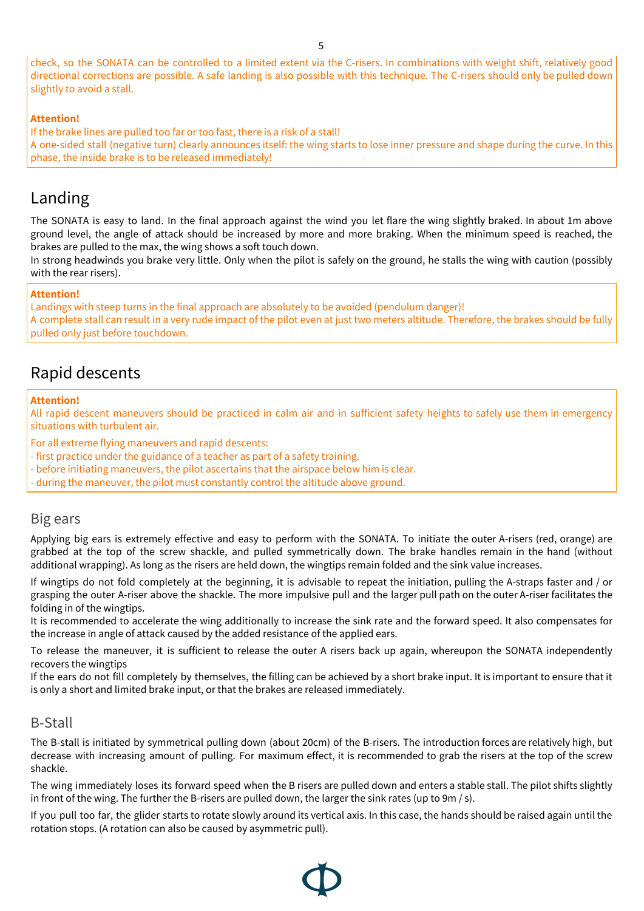check, so the SONATA can be controlled to a limited extent via the C-risers. In combinations with weight shift, relatively good directional corrections are possible. A safe landing is also possible with this technique. The C-risers should only be pulled down slightly to avoid a stall.

**Attention!**
If the brake lines are pulled too far or too fast, there is a risk of a stall!
A one-sided stall (negative turn) clearly announces itself: the wing starts to lose inner pressure and shape during the curve. In this phase, the inside brake is to be released immediately!

## Landing

The SONATA is easy to land. In the final approach against the wind you let flare the wing slightly braked. In about 1m above ground level, the angle of attack should be increased by more and more braking. When the minimum speed is reached, the brakes are pulled to the max, the wing shows a soft touch down.
In strong headwinds you brake very little. Only when the pilot is safely on the ground, he stalls the wing with caution (possibly with the rear risers).

**Attention!**
Landings with steep turns in the final approach are absolutely to be avoided (pendulum danger)!
A complete stall can result in a very rude impact of the pilot even at just two meters altitude. Therefore, the brakes should be fully pulled only just before touchdown.

## Rapid descents

**Attention!**
All rapid descent maneuvers should be practiced in calm air and in sufficient safety heights to safely use them in emergency situations with turbulent air.

For all extreme flying maneuvers and rapid descents:
- first practice under the guidance of a teacher as part of a safety training.
- before initiating maneuvers, the pilot ascertains that the airspace below him is clear.
- during the maneuver, the pilot must constantly control the altitude above ground.

### Big ears

Applying big ears is extremely effective and easy to perform with the SONATA. To initiate the outer A-risers (red, orange) are grabbed at the top of the screw shackle, and pulled symmetrically down. The brake handles remain in the hand (without additional wrapping). As long as the risers are held down, the wingtips remain folded and the sink value increases.

If wingtips do not fold completely at the beginning, it is advisable to repeat the initiation, pulling the A-straps faster and / or grasping the outer A-riser above the shackle. The more impulsive pull and the larger pull path on the outer A-riser facilitates the folding in of the wingtips.
It is recommended to accelerate the wing additionally to increase the sink rate and the forward speed. It also compensates for the increase in angle of attack caused by the added resistance of the applied ears.

To release the maneuver, it is sufficient to release the outer A risers back up again, whereupon the SONATA independently recovers the wingtips
If the ears do not fill completely by themselves, the filling can be achieved by a short brake input. It is important to ensure that it is only a short and limited brake input, or that the brakes are released immediately.

### B-Stall

The B-stall is initiated by symmetrical pulling down (about 20cm) of the B-risers. The introduction forces are relatively high, but decrease with increasing amount of pulling. For maximum effect, it is recommended to grab the risers at the top of the screw shackle.

The wing immediately loses its forward speed when the B risers are pulled down and enters a stable stall. The pilot shifts slightly in front of the wing. The further the B-risers are pulled down, the larger the sink rates (up to 9m / s).

If you pull too far, the glider starts to rotate slowly around its vertical axis. In this case, the hands should be raised again until the rotation stops. (A rotation can also be caused by asymmetric pull).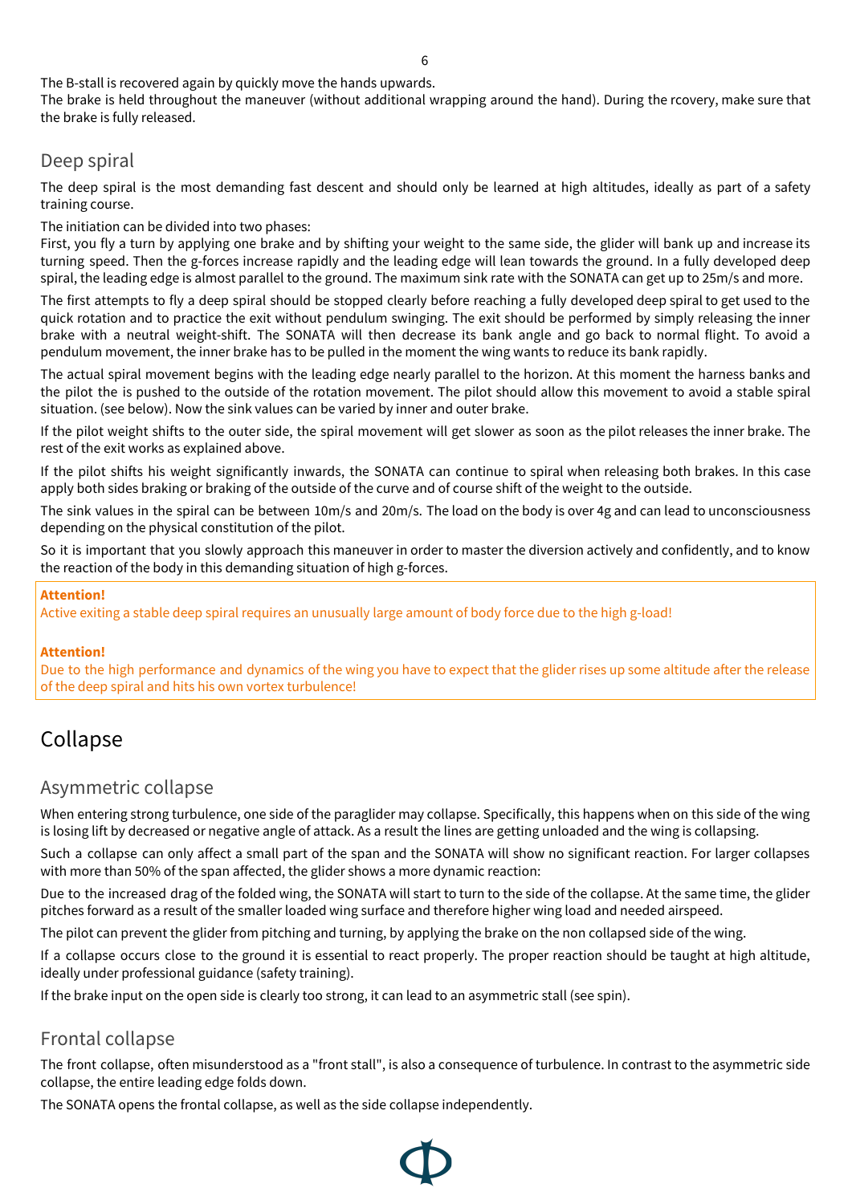The B-stall is recovered again by quickly move the hands upwards.
The brake is held throughout the maneuver (without additional wrapping around the hand). During the rcovery, make sure that the brake is fully released.

## Deep spiral

The deep spiral is the most demanding fast descent and should only be learned at high altitudes, ideally as part of a safety training course.

The initiation can be divided into two phases:
First, you fly a turn by applying one brake and by shifting your weight to the same side, the glider will bank up and increase its turning speed. Then the g-forces increase rapidly and the leading edge will lean towards the ground. In a fully developed deep spiral, the leading edge is almost parallel to the ground. The maximum sink rate with the SONATA can get up to 25m/s and more.

The first attempts to fly a deep spiral should be stopped clearly before reaching a fully developed deep spiral to get used to the quick rotation and to practice the exit without pendulum swinging. The exit should be performed by simply releasing the inner brake with a neutral weight-shift. The SONATA will then decrease its bank angle and go back to normal flight. To avoid a pendulum movement, the inner brake has to be pulled in the moment the wing wants to reduce its bank rapidly.

The actual spiral movement begins with the leading edge nearly parallel to the horizon. At this moment the harness banks and the pilot the is pushed to the outside of the rotation movement. The pilot should allow this movement to avoid a stable spiral situation. (see below). Now the sink values can be varied by inner and outer brake.

If the pilot weight shifts to the outer side, the spiral movement will get slower as soon as the pilot releases the inner brake. The rest of the exit works as explained above.

If the pilot shifts his weight significantly inwards, the SONATA can continue to spiral when releasing both brakes. In this case apply both sides braking or braking of the outside of the curve and of course shift of the weight to the outside.

The sink values in the spiral can be between 10m/s and 20m/s. The load on the body is over 4g and can lead to unconsciousness depending on the physical constitution of the pilot.

So it is important that you slowly approach this maneuver in order to master the diversion actively and confidently, and to know the reaction of the body in this demanding situation of high g-forces.

**Attention!**
Active exiting a stable deep spiral requires an unusually large amount of body force due to the high g-load!

**Attention!**
Due to the high performance and dynamics of the wing you have to expect that the glider rises up some altitude after the release of the deep spiral and hits his own vortex turbulence!

# Collapse

## Asymmetric collapse

When entering strong turbulence, one side of the paraglider may collapse. Specifically, this happens when on this side of the wing is losing lift by decreased or negative angle of attack. As a result the lines are getting unloaded and the wing is collapsing.

Such a collapse can only affect a small part of the span and the SONATA will show no significant reaction. For larger collapses with more than 50% of the span affected, the glider shows a more dynamic reaction:

Due to the increased drag of the folded wing, the SONATA will start to turn to the side of the collapse. At the same time, the glider pitches forward as a result of the smaller loaded wing surface and therefore higher wing load and needed airspeed.

The pilot can prevent the glider from pitching and turning, by applying the brake on the non collapsed side of the wing.

If a collapse occurs close to the ground it is essential to react properly. The proper reaction should be taught at high altitude, ideally under professional guidance (safety training).

If the brake input on the open side is clearly too strong, it can lead to an asymmetric stall (see spin).

## Frontal collapse

The front collapse, often misunderstood as a "front stall", is also a consequence of turbulence. In contrast to the asymmetric side collapse, the entire leading edge folds down.

The SONATA opens the frontal collapse, as well as the side collapse independently.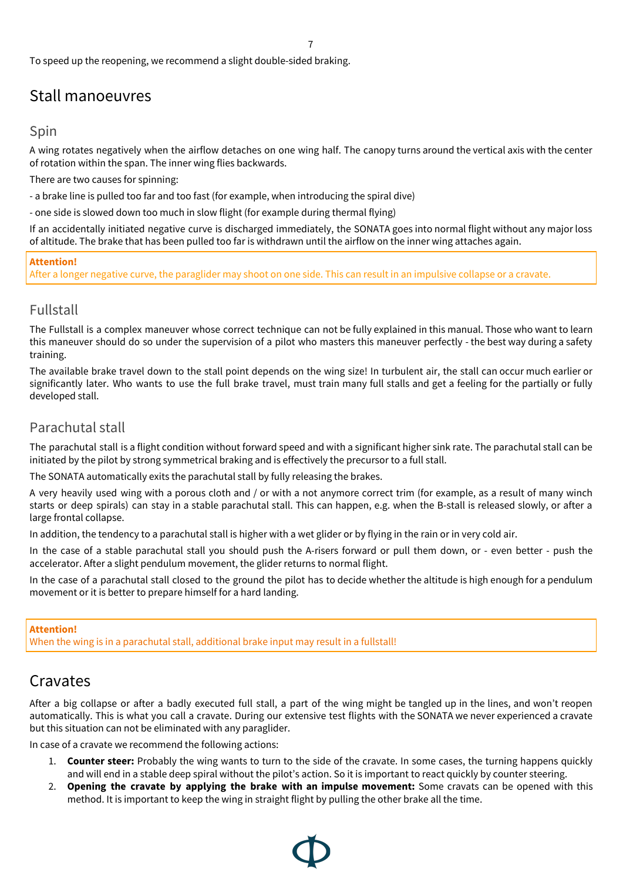To speed up the reopening, we recommend a slight double-sided braking.

## Stall manoeuvres

### Spin

A wing rotates negatively when the airflow detaches on one wing half. The canopy turns around the vertical axis with the center of rotation within the span. The inner wing flies backwards.

There are two causes for spinning:

- a brake line is pulled too far and too fast (for example, when introducing the spiral dive)

- one side is slowed down too much in slow flight (for example during thermal flying)

If an accidentally initiated negative curve is discharged immediately, the SONATA goes into normal flight without any major loss of altitude. The brake that has been pulled too far is withdrawn until the airflow on the inner wing attaches again.

**Attention!**
After a longer negative curve, the paraglider may shoot on one side. This can result in an impulsive collapse or a cravate.

### Fullstall

The Fullstall is a complex maneuver whose correct technique can not be fully explained in this manual. Those who want to learn this maneuver should do so under the supervision of a pilot who masters this maneuver perfectly - the best way during a safety training.

The available brake travel down to the stall point depends on the wing size! In turbulent air, the stall can occur much earlier or significantly later. Who wants to use the full brake travel, must train many full stalls and get a feeling for the partially or fully developed stall.

### Parachutal stall

The parachutal stall is a flight condition without forward speed and with a significant higher sink rate. The parachutal stall can be initiated by the pilot by strong symmetrical braking and is effectively the precursor to a full stall.

The SONATA automatically exits the parachutal stall by fully releasing the brakes.

A very heavily used wing with a porous cloth and / or with a not anymore correct trim (for example, as a result of many winch starts or deep spirals) can stay in a stable parachutal stall. This can happen, e.g. when the B-stall is released slowly, or after a large frontal collapse.

In addition, the tendency to a parachutal stall is higher with a wet glider or by flying in the rain or in very cold air.

In the case of a stable parachutal stall you should push the A-risers forward or pull them down, or - even better - push the accelerator. After a slight pendulum movement, the glider returns to normal flight.

In the case of a parachutal stall closed to the ground the pilot has to decide whether the altitude is high enough for a pendulum movement or it is better to prepare himself for a hard landing.

**Attention!**
When the wing is in a parachutal stall, additional brake input may result in a fullstall!

## Cravates

After a big collapse or after a badly executed full stall, a part of the wing might be tangled up in the lines, and won't reopen automatically. This is what you call a cravate. During our extensive test flights with the SONATA we never experienced a cravate but this situation can not be eliminated with any paraglider.

In case of a cravate we recommend the following actions:

1. **Counter steer:** Probably the wing wants to turn to the side of the cravate. In some cases, the turning happens quickly and will end in a stable deep spiral without the pilot's action. So it is important to react quickly by counter steering.
2. **Opening the cravate by applying the brake with an impulse movement:** Some cravats can be opened with this method. It is important to keep the wing in straight flight by pulling the other brake all the time.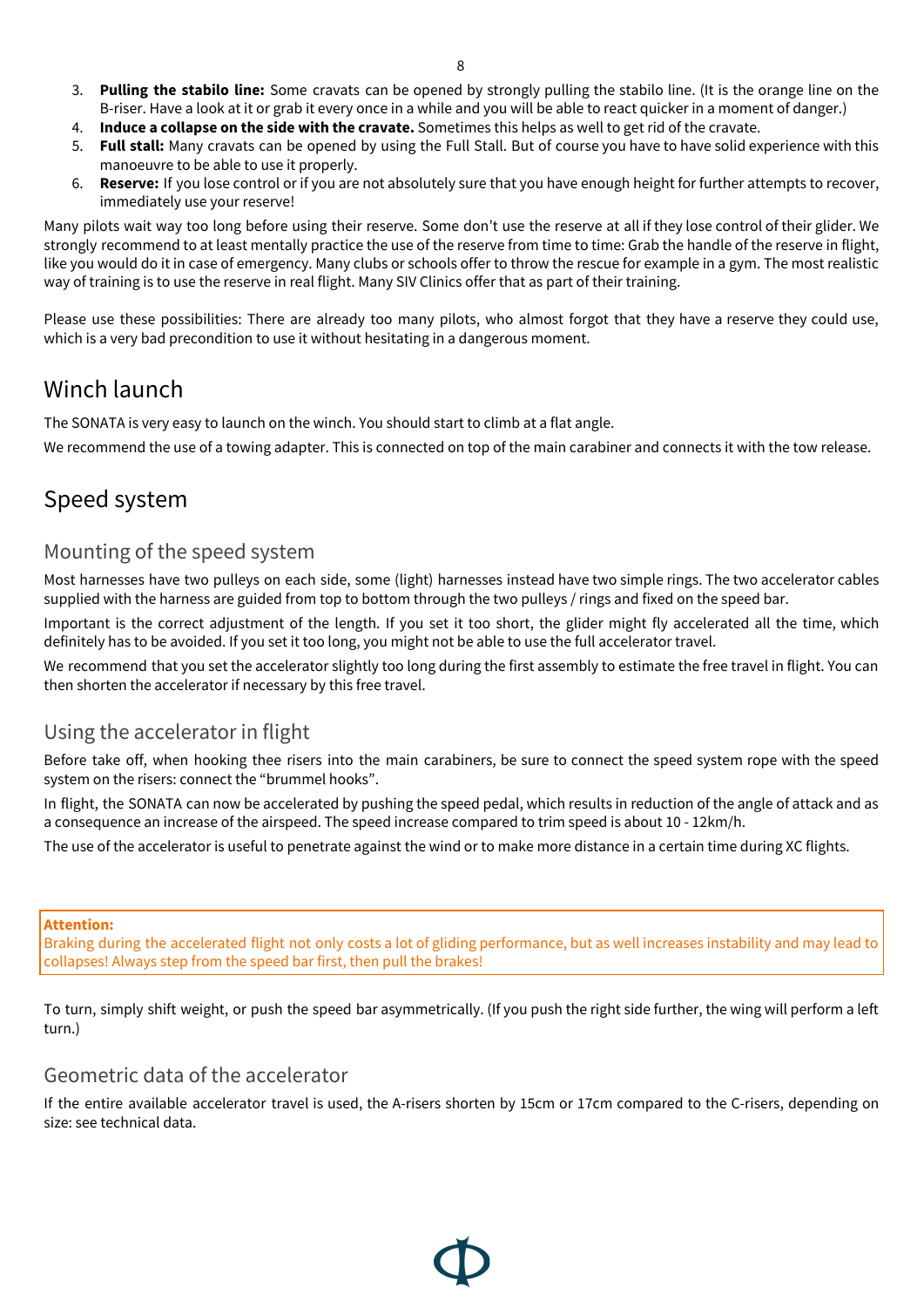3. **Pulling the stabilo line:** Some cravats can be opened by strongly pulling the stabilo line. (It is the orange line on the B-riser. Have a look at it or grab it every once in a while and you will be able to react quicker in a moment of danger.)
4. **Induce a collapse on the side with the cravate.** Sometimes this helps as well to get rid of the cravate.
5. **Full stall:** Many cravats can be opened by using the Full Stall. But of course you have to have solid experience with this manoeuvre to be able to use it properly.
6. **Reserve:** If you lose control or if you are not absolutely sure that you have enough height for further attempts to recover, immediately use your reserve!

Many pilots wait way too long before using their reserve. Some don't use the reserve at all if they lose control of their glider. We strongly recommend to at least mentally practice the use of the reserve from time to time: Grab the handle of the reserve in flight, like you would do it in case of emergency. Many clubs or schools offer to throw the rescue for example in a gym. The most realistic way of training is to use the reserve in real flight. Many SIV Clinics offer that as part of their training.

Please use these possibilities: There are already too many pilots, who almost forgot that they have a reserve they could use, which is a very bad precondition to use it without hesitating in a dangerous moment.

# Winch launch

The SONATA is very easy to launch on the winch. You should start to climb at a flat angle.

We recommend the use of a towing adapter. This is connected on top of the main carabiner and connects it with the tow release.

# Speed system

## Mounting of the speed system

Most harnesses have two pulleys on each side, some (light) harnesses instead have two simple rings. The two accelerator cables supplied with the harness are guided from top to bottom through the two pulleys / rings and fixed on the speed bar.

Important is the correct adjustment of the length. If you set it too short, the glider might fly accelerated all the time, which definitely has to be avoided. If you set it too long, you might not be able to use the full accelerator travel.

We recommend that you set the accelerator slightly too long during the first assembly to estimate the free travel in flight. You can then shorten the accelerator if necessary by this free travel.

## Using the accelerator in flight

Before take off, when hooking thee risers into the main carabiners, be sure to connect the speed system rope with the speed system on the risers: connect the "brummel hooks".

In flight, the SONATA can now be accelerated by pushing the speed pedal, which results in reduction of the angle of attack and as a consequence an increase of the airspeed. The speed increase compared to trim speed is about 10 - 12km/h.

The use of the accelerator is useful to penetrate against the wind or to make more distance in a certain time during XC flights.

**Attention:**
Braking during the accelerated flight not only costs a lot of gliding performance, but as well increases instability and may lead to collapses! Always step from the speed bar first, then pull the brakes!

To turn, simply shift weight, or push the speed bar asymmetrically. (If you push the right side further, the wing will perform a left turn.)

## Geometric data of the accelerator

If the entire available accelerator travel is used, the A-risers shorten by 15cm or 17cm compared to the C-risers, depending on size: see technical data.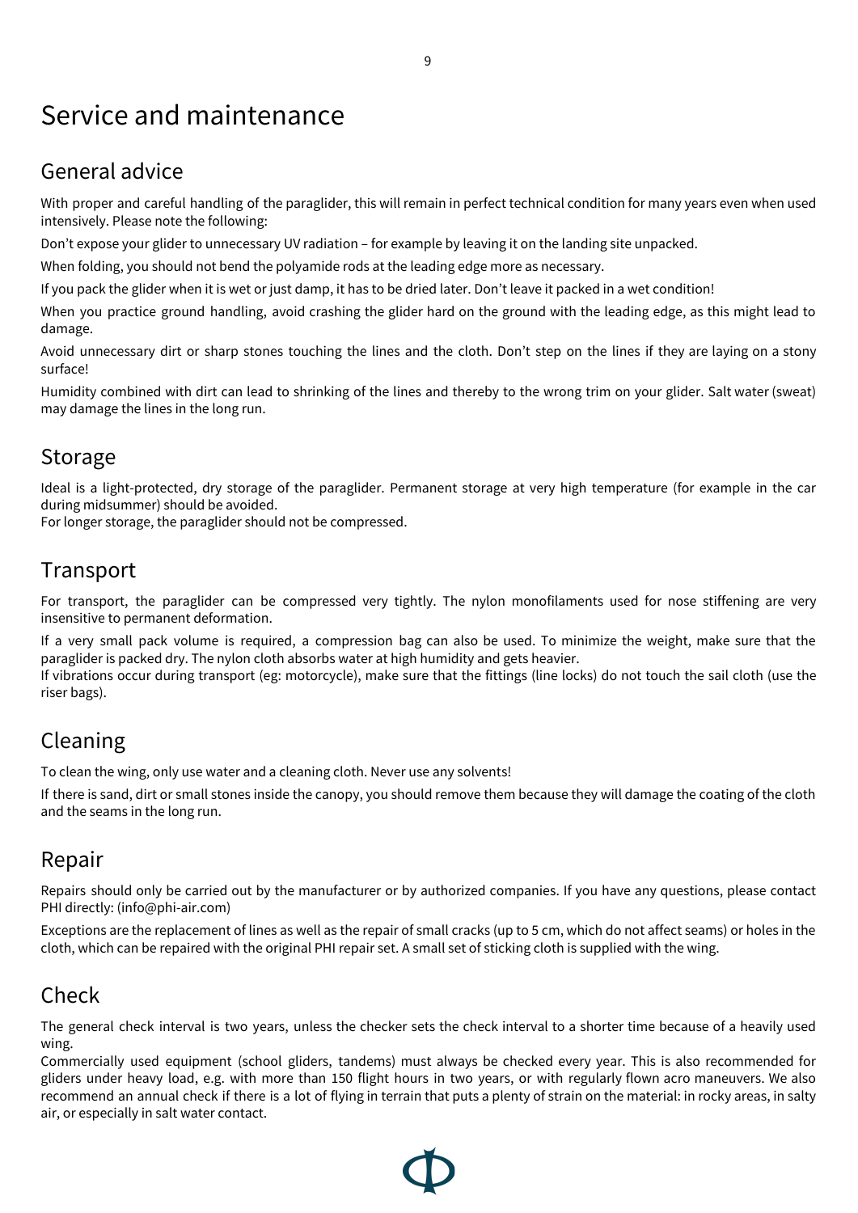# Service and maintenance

## General advice

With proper and careful handling of the paraglider, this will remain in perfect technical condition for many years even when used intensively. Please note the following:

Don't expose your glider to unnecessary UV radiation – for example by leaving it on the landing site unpacked.

When folding, you should not bend the polyamide rods at the leading edge more as necessary.

If you pack the glider when it is wet or just damp, it has to be dried later. Don't leave it packed in a wet condition!

When you practice ground handling, avoid crashing the glider hard on the ground with the leading edge, as this might lead to damage.

Avoid unnecessary dirt or sharp stones touching the lines and the cloth. Don't step on the lines if they are laying on a stony surface!

Humidity combined with dirt can lead to shrinking of the lines and thereby to the wrong trim on your glider. Salt water (sweat) may damage the lines in the long run.

## Storage

Ideal is a light-protected, dry storage of the paraglider. Permanent storage at very high temperature (for example in the car during midsummer) should be avoided.
For longer storage, the paraglider should not be compressed.

## Transport

For transport, the paraglider can be compressed very tightly. The nylon monofilaments used for nose stiffening are very insensitive to permanent deformation.

If a very small pack volume is required, a compression bag can also be used. To minimize the weight, make sure that the paraglider is packed dry. The nylon cloth absorbs water at high humidity and gets heavier.
If vibrations occur during transport (eg: motorcycle), make sure that the fittings (line locks) do not touch the sail cloth (use the riser bags).

## Cleaning

To clean the wing, only use water and a cleaning cloth. Never use any solvents!

If there is sand, dirt or small stones inside the canopy, you should remove them because they will damage the coating of the cloth and the seams in the long run.

## Repair

Repairs should only be carried out by the manufacturer or by authorized companies. If you have any questions, please contact PHI directly: (info@phi-air.com)

Exceptions are the replacement of lines as well as the repair of small cracks (up to 5 cm, which do not affect seams) or holes in the cloth, which can be repaired with the original PHI repair set. A small set of sticking cloth is supplied with the wing.

## Check

The general check interval is two years, unless the checker sets the check interval to a shorter time because of a heavily used wing.
Commercially used equipment (school gliders, tandems) must always be checked every year. This is also recommended for gliders under heavy load, e.g. with more than 150 flight hours in two years, or with regularly flown acro maneuvers. We also recommend an annual check if there is a lot of flying in terrain that puts a plenty of strain on the material: in rocky areas, in salty air, or especially in salt water contact.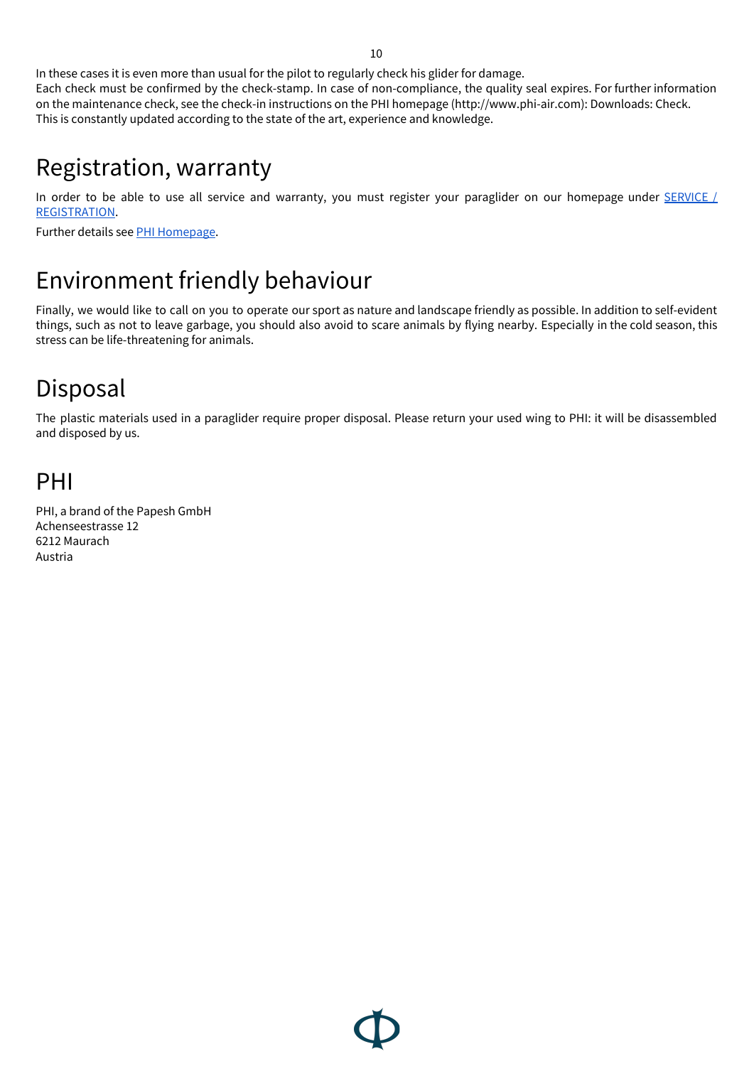In these cases it is even more than usual for the pilot to regularly check his glider for damage.
Each check must be confirmed by the check-stamp. In case of non-compliance, the quality seal expires. For further information on the maintenance check, see the check-in instructions on the PHI homepage (http://www.phi-air.com): Downloads: Check.
This is constantly updated according to the state of the art, experience and knowledge.

# Registration, warranty

In order to be able to use all service and warranty, you must register your paraglider on our homepage under SERVICE / REGISTRATION.

Further details see PHI Homepage.

# Environment friendly behaviour

Finally, we would like to call on you to operate our sport as nature and landscape friendly as possible. In addition to self-evident things, such as not to leave garbage, you should also avoid to scare animals by flying nearby. Especially in the cold season, this stress can be life-threatening for animals.

# Disposal

The plastic materials used in a paraglider require proper disposal. Please return your used wing to PHI: it will be disassembled and disposed by us.

# PHI

PHI, a brand of the Papesh GmbH
Achenseestrasse 12
6212 Maurach
Austria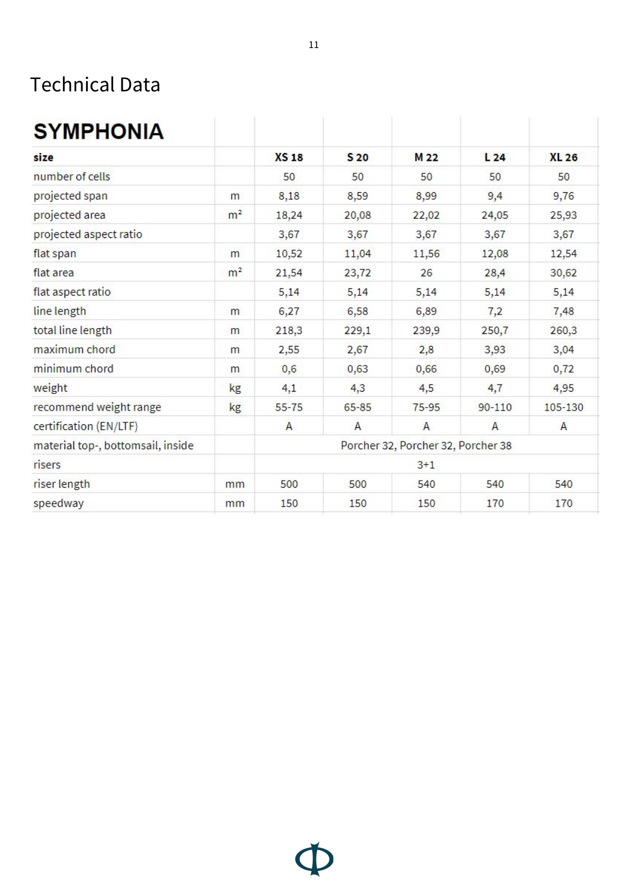# Technical Data

| SYMPHONIA | | | | | | |
|---|---|---|---|---|---|---|
| **size** | | **XS 18** | **S 20** | **M 22** | **L 24** | **XL 26** |
| number of cells | | 50 | 50 | 50 | 50 | 50 |
| projected span | m | 8,18 | 8,59 | 8,99 | 9,4 | 9,76 |
| projected area | m² | 18,24 | 20,08 | 22,02 | 24,05 | 25,93 |
| projected aspect ratio | | 3,67 | 3,67 | 3,67 | 3,67 | 3,67 |
| flat span | m | 10,52 | 11,04 | 11,56 | 12,08 | 12,54 |
| flat area | m² | 21,54 | 23,72 | 26 | 28,4 | 30,62 |
| flat aspect ratio | | 5,14 | 5,14 | 5,14 | 5,14 | 5,14 |
| line length | m | 6,27 | 6,58 | 6,89 | 7,2 | 7,48 |
| total line length | m | 218,3 | 229,1 | 239,9 | 250,7 | 260,3 |
| maximum chord | m | 2,55 | 2,67 | 2,8 | 3,93 | 3,04 |
| minimum chord | m | 0,6 | 0,63 | 0,66 | 0,69 | 0,72 |
| weight | kg | 4,1 | 4,3 | 4,5 | 4,7 | 4,95 |
| recommend weight range | kg | 55-75 | 65-85 | 75-95 | 90-110 | 105-130 |
| certification (EN/LTF) | | A | A | A | A | A |
| material top-, bottomsail, inside | | Porcher 32, Porcher 32, Porcher 38 | | | | |
| risers | | 3+1 | | | | |
| riser length | mm | 500 | 500 | 540 | 540 | 540 |
| speedway | mm | 150 | 150 | 150 | 170 | 170 |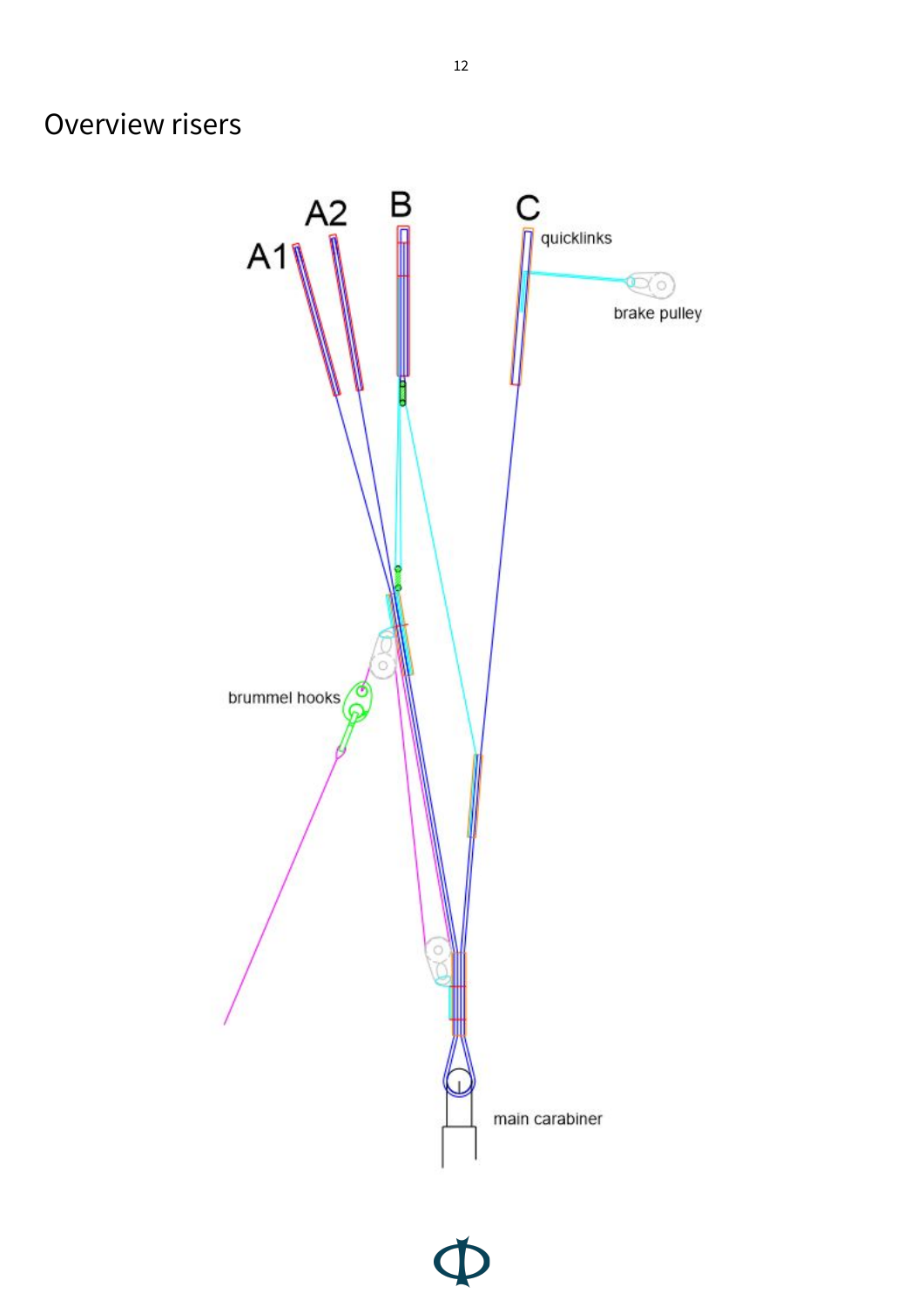# Overview risers

A1

A2

B

C

quicklinks

brake pulley

brummel hooks

main carabiner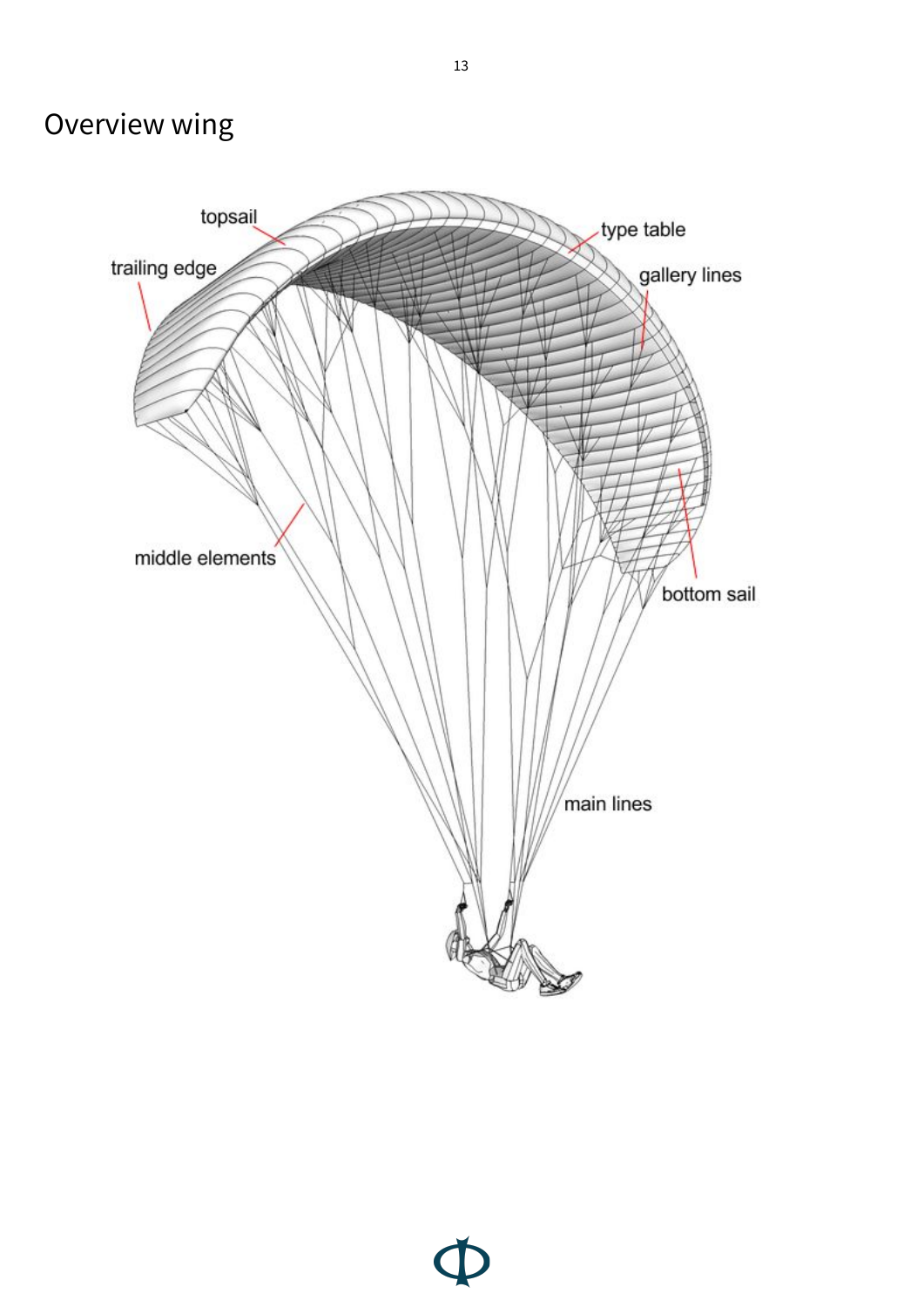# Overview wing

topsail

trailing edge

type table

gallery lines

middle elements

bottom sail

main lines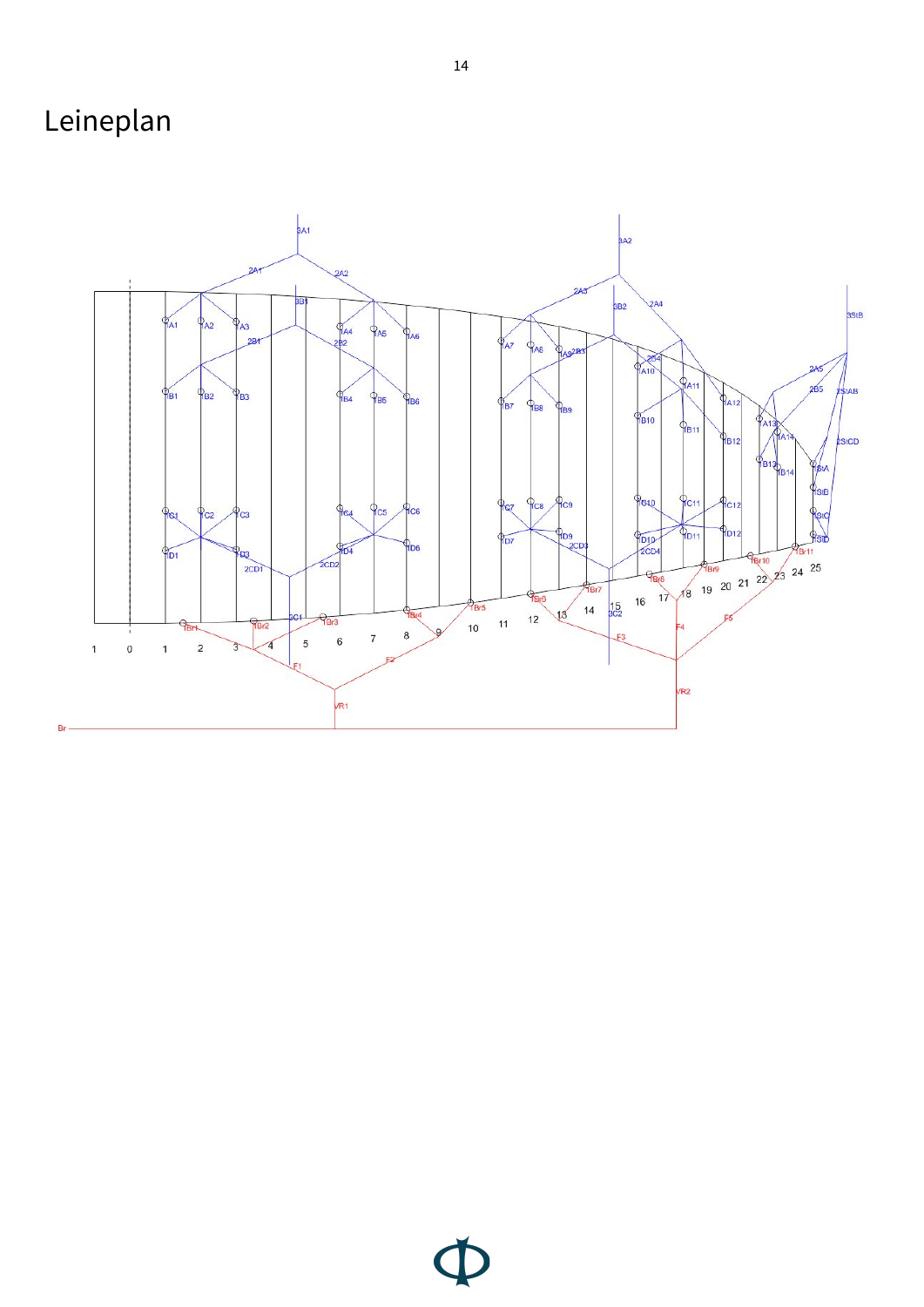# Leineplan